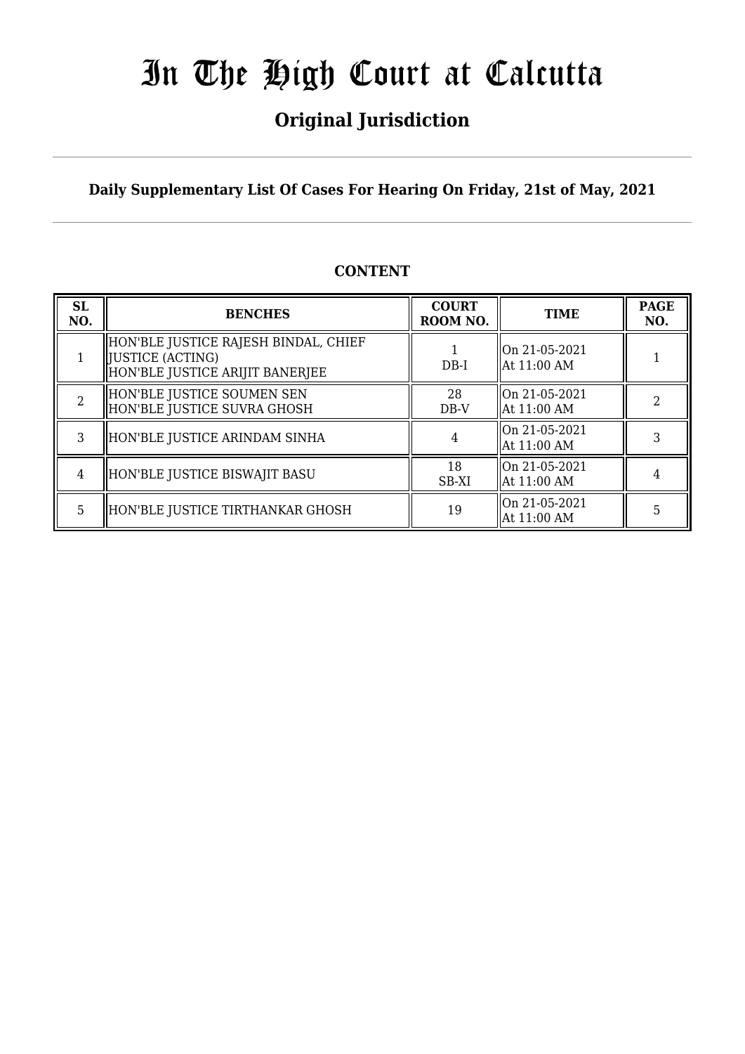# In The High Court at Calcutta

## Original Jurisdiction

**Daily Supplementary List Of Cases For Hearing On Friday, 21st of May, 2021**

### CONTENT

| SL NO. | BENCHES | COURT ROOM NO. | TIME | PAGE NO. |
|---|---|---|---|---|
| 1 | HON'BLE JUSTICE RAJESH BINDAL, CHIEF JUSTICE (ACTING)<br>HON'BLE JUSTICE ARIJIT BANERJEE | 1<br>DB-I | On 21-05-2021<br>At 11:00 AM | 1 |
| 2 | HON'BLE JUSTICE SOUMEN SEN<br>HON'BLE JUSTICE SUVRA GHOSH | 28<br>DB-V | On 21-05-2021<br>At 11:00 AM | 2 |
| 3 | HON'BLE JUSTICE ARINDAM SINHA | 4 | On 21-05-2021<br>At 11:00 AM | 3 |
| 4 | HON'BLE JUSTICE BISWAJIT BASU | 18<br>SB-XI | On 21-05-2021<br>At 11:00 AM | 4 |
| 5 | HON'BLE JUSTICE TIRTHANKAR GHOSH | 19 | On 21-05-2021<br>At 11:00 AM | 5 |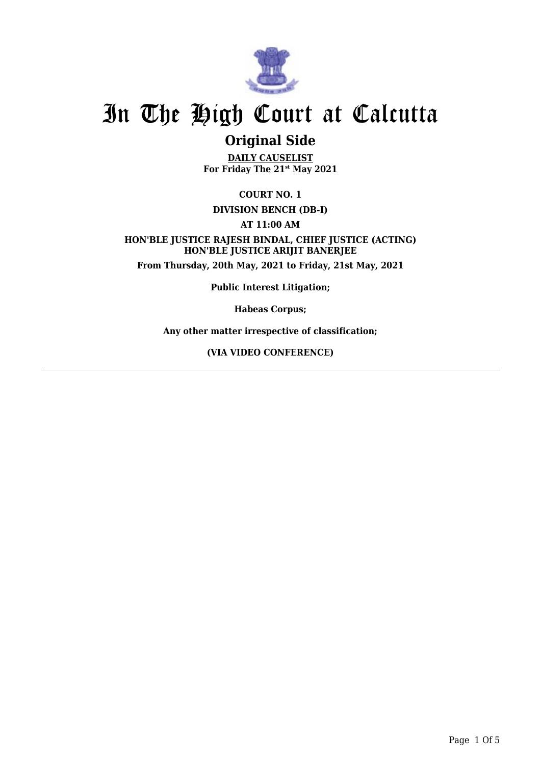# In The High Court at Calcutta

## Original Side

**DAILY CAUSELIST**
**For Friday The 21st May 2021**

**COURT NO. 1**

**DIVISION BENCH (DB-I)**

**AT 11:00 AM**

**HON'BLE JUSTICE RAJESH BINDAL, CHIEF JUSTICE (ACTING)**
**HON'BLE JUSTICE ARIJIT BANERJEE**

**From Thursday, 20th May, 2021 to Friday, 21st May, 2021**

**Public Interest Litigation;**

**Habeas Corpus;**

**Any other matter irrespective of classification;**

**(VIA VIDEO CONFERENCE)**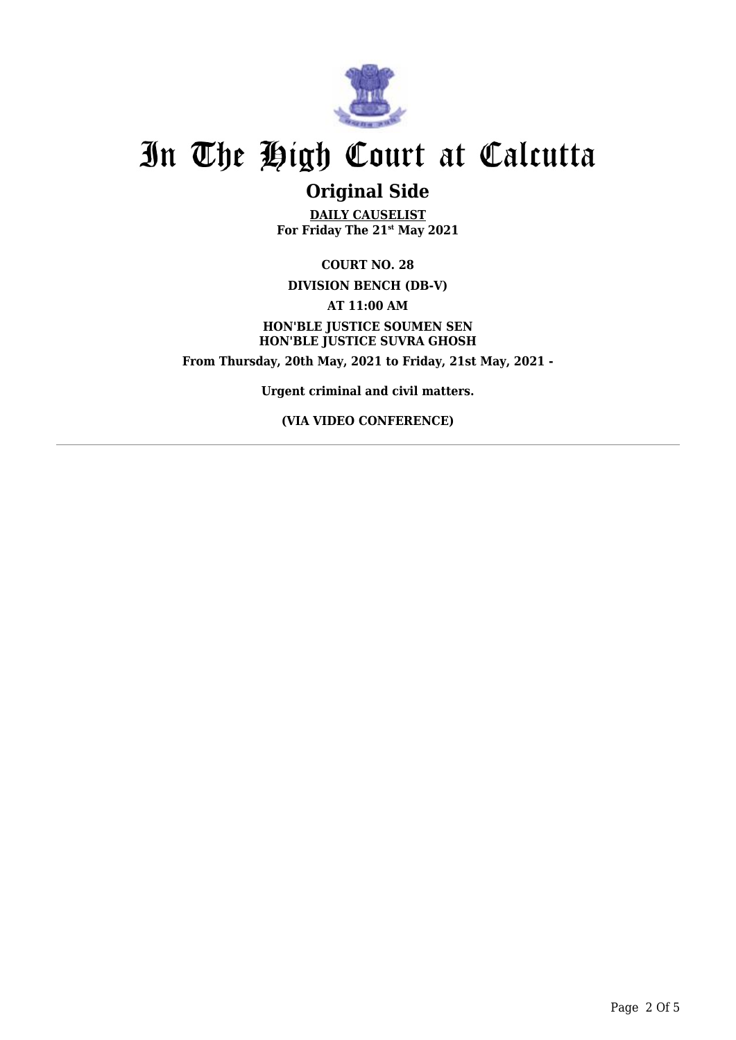# In The High Court at Calcutta

## Original Side

**DAILY CAUSELIST**
**For Friday The 21st May 2021**

**COURT NO. 28**

**DIVISION BENCH (DB-V)**

**AT 11:00 AM**

**HON'BLE JUSTICE SOUMEN SEN**
**HON'BLE JUSTICE SUVRA GHOSH**

**From Thursday, 20th May, 2021 to Friday, 21st May, 2021 -**

**Urgent criminal and civil matters.**

**(VIA VIDEO CONFERENCE)**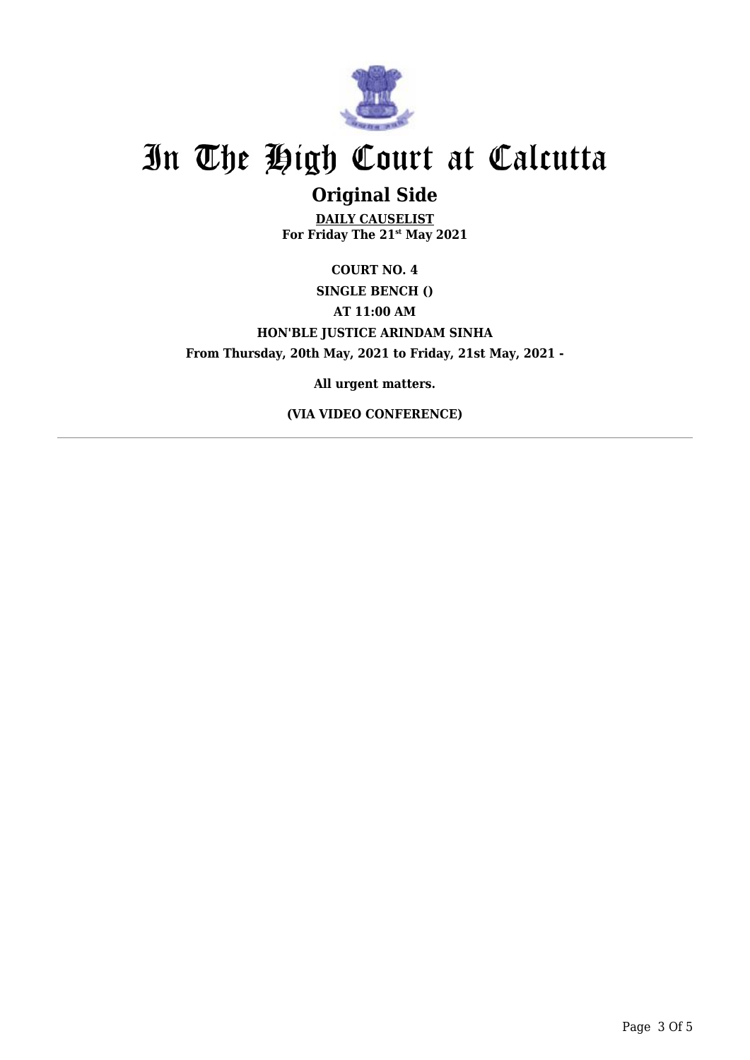# In The High Court at Calcutta

## Original Side

**DAILY CAUSELIST**
**For Friday The 21st May 2021**

**COURT NO. 4**

**SINGLE BENCH ()**

**AT 11:00 AM**

**HON'BLE JUSTICE ARINDAM SINHA**

**From Thursday, 20th May, 2021 to Friday, 21st May, 2021 -**

**All urgent matters.**

**(VIA VIDEO CONFERENCE)**

---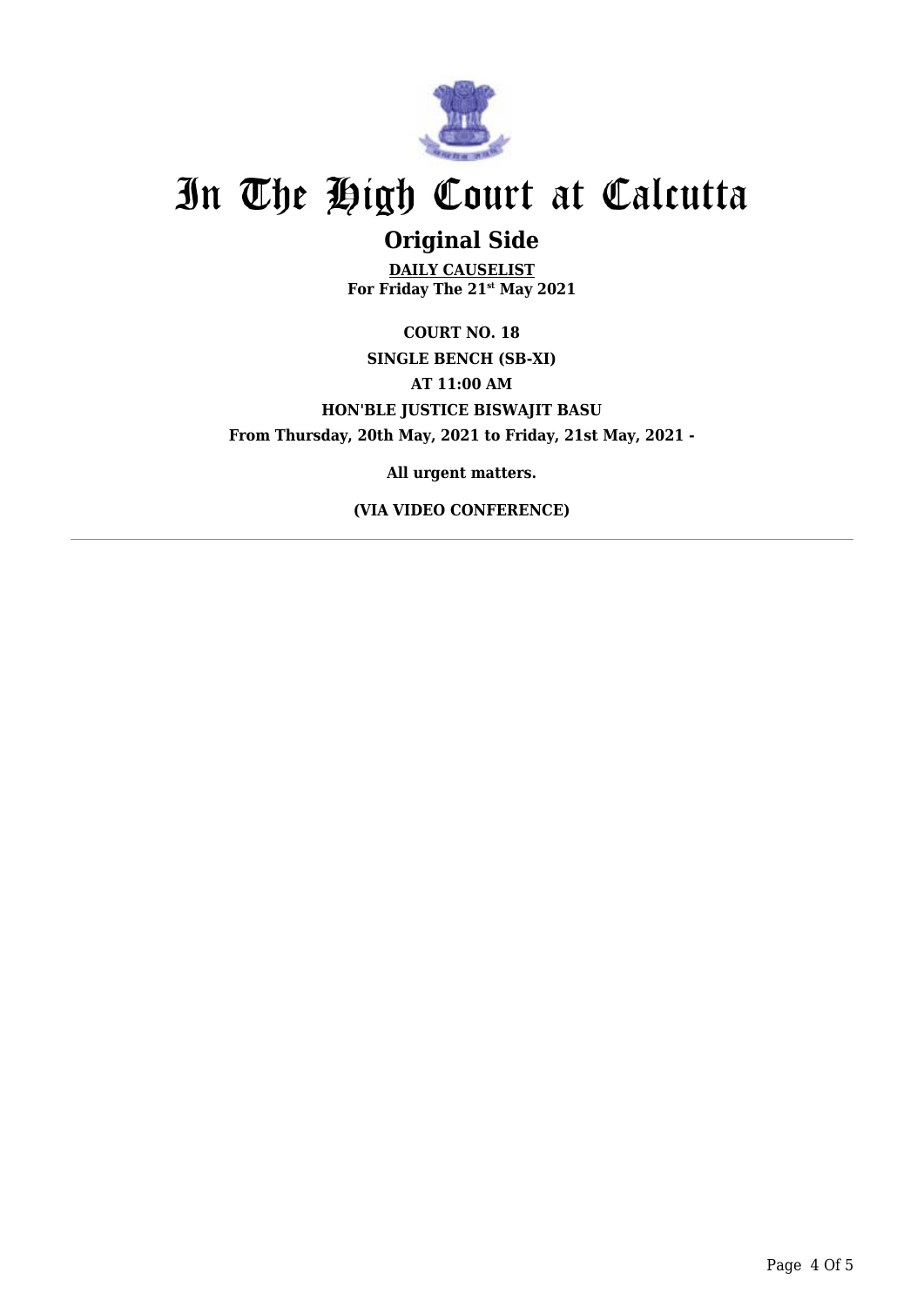# In The High Court at Calcutta

## Original Side

**DAILY CAUSELIST**
**For Friday The 21st May 2021**

**COURT NO. 18**

**SINGLE BENCH (SB-XI)**

**AT 11:00 AM**

**HON'BLE JUSTICE BISWAJIT BASU**

**From Thursday, 20th May, 2021 to Friday, 21st May, 2021 -**

**All urgent matters.**

**(VIA VIDEO CONFERENCE)**

---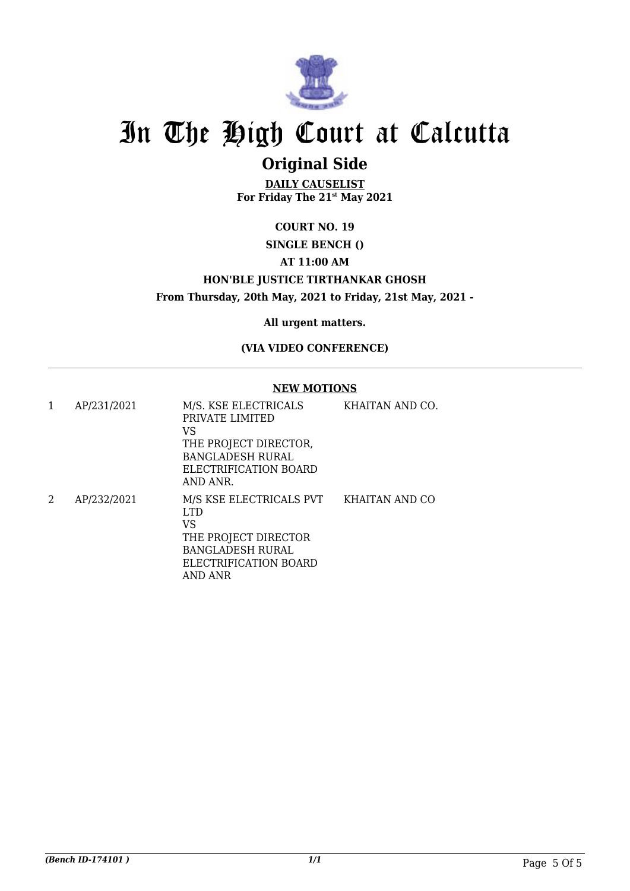# In The High Court at Calcutta

## Original Side

**DAILY CAUSELIST**
**For Friday The 21st May 2021**

**COURT NO. 19**

**SINGLE BENCH ()**

**AT 11:00 AM**

**HON'BLE JUSTICE TIRTHANKAR GHOSH**

**From Thursday, 20th May, 2021 to Friday, 21st May, 2021 -**

**All urgent matters.**

**(VIA VIDEO CONFERENCE)**

---

### NEW MOTIONS

| | | | |
|---|---|---|---|
| 1 | AP/231/2021 | M/S. KSE ELECTRICALS PRIVATE LIMITED<br>VS<br>THE PROJECT DIRECTOR, BANGLADESH RURAL ELECTRIFICATION BOARD AND ANR. | KHAITAN AND CO. |
| 2 | AP/232/2021 | M/S KSE ELECTRICALS PVT LTD<br>VS<br>THE PROJECT DIRECTOR BANGLADESH RURAL ELECTRIFICATION BOARD AND ANR | KHAITAN AND CO |

*(Bench ID-174101 )* 1/1